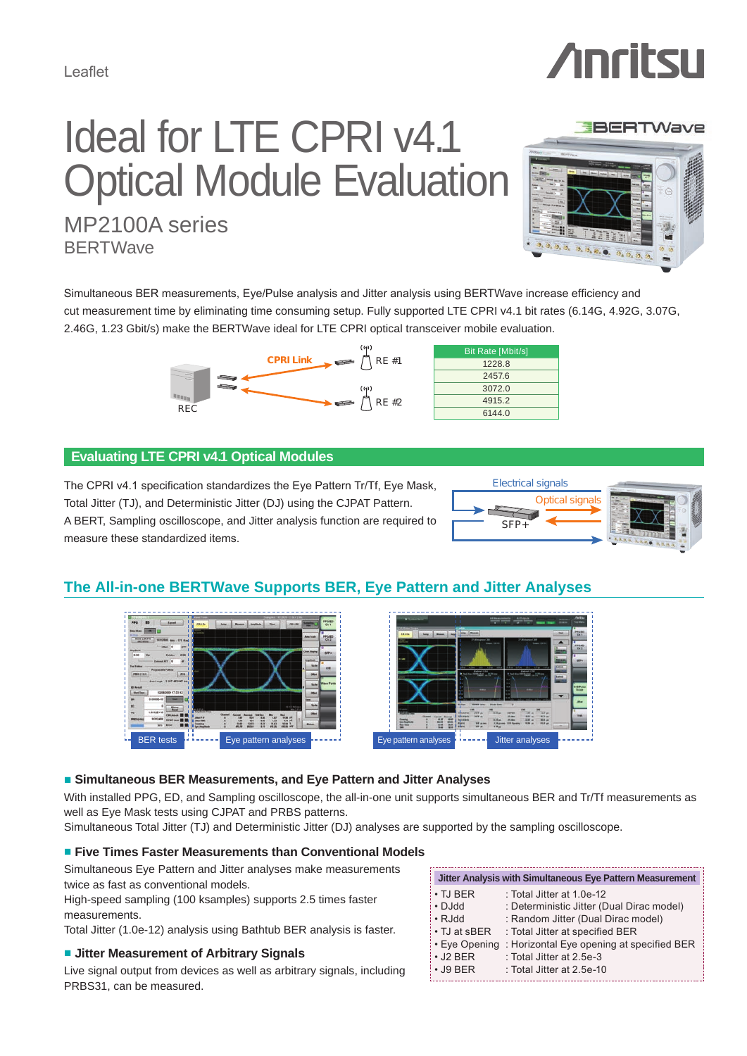Leaflet

# Ideal for LTE CPRI v4.1 Optical Module Evaluation

## MP2100A series
BERTWave

Simultaneous BER measurements, Eye/Pulse analysis and Jitter analysis using BERTWave increase efficiency and cut measurement time by eliminating time consuming setup. Fully supported LTE CPRI v4.1 bit rates (6.14G, 4.92G, 3.07G, 2.46G, 1.23 Gbit/s) make the BERTWave ideal for LTE CPRI optical transceiver mobile evaluation.

CPRI Link
REC
RE #1
RE #2

| Bit Rate [Mbit/s] |
|---|
| 1228.8 |
| 2457.6 |
| 3072.0 |
| 4915.2 |
| 6144.0 |

## Evaluating LTE CPRI v4.1 Optical Modules

The CPRI v4.1 specification standardizes the Eye Pattern Tr/Tf, Eye Mask, Total Jitter (TJ), and Deterministic Jitter (DJ) using the CJPAT Pattern. A BERT, Sampling oscilloscope, and Jitter analysis function are required to measure these standardized items.

Electrical signals
Optical signals
SFP+

## The All-in-one BERTWave Supports BER, Eye Pattern and Jitter Analyses

BER tests
Eye pattern analyses
Eye pattern analyses
Jitter analyses

### ■ Simultaneous BER Measurements, and Eye Pattern and Jitter Analyses

With installed PPG, ED, and Sampling oscilloscope, the all-in-one unit supports simultaneous BER and Tr/Tf measurements as well as Eye Mask tests using CJPAT and PRBS patterns.
Simultaneous Total Jitter (TJ) and Deterministic Jitter (DJ) analyses are supported by the sampling oscilloscope.

### ■ Five Times Faster Measurements than Conventional Models

Simultaneous Eye Pattern and Jitter analyses make measurements twice as fast as conventional models.
High-speed sampling (100 ksamples) supports 2.5 times faster measurements.
Total Jitter (1.0e-12) analysis using Bathtub BER analysis is faster.

### ■ Jitter Measurement of Arbitrary Signals

Live signal output from devices as well as arbitrary signals, including PRBS31, can be measured.

**Jitter Analysis with Simultaneous Eye Pattern Measurement**

- TJ BER : Total Jitter at 1.0e-12
- DJdd : Deterministic Jitter (Dual Dirac model)
- RJdd : Random Jitter (Dual Dirac model)
- TJ at sBER : Total Jitter at specified BER
- Eye Opening : Horizontal Eye opening at specified BER
- J2 BER : Total Jitter at 2.5e-3
- J9 BER : Total Jitter at 2.5e-10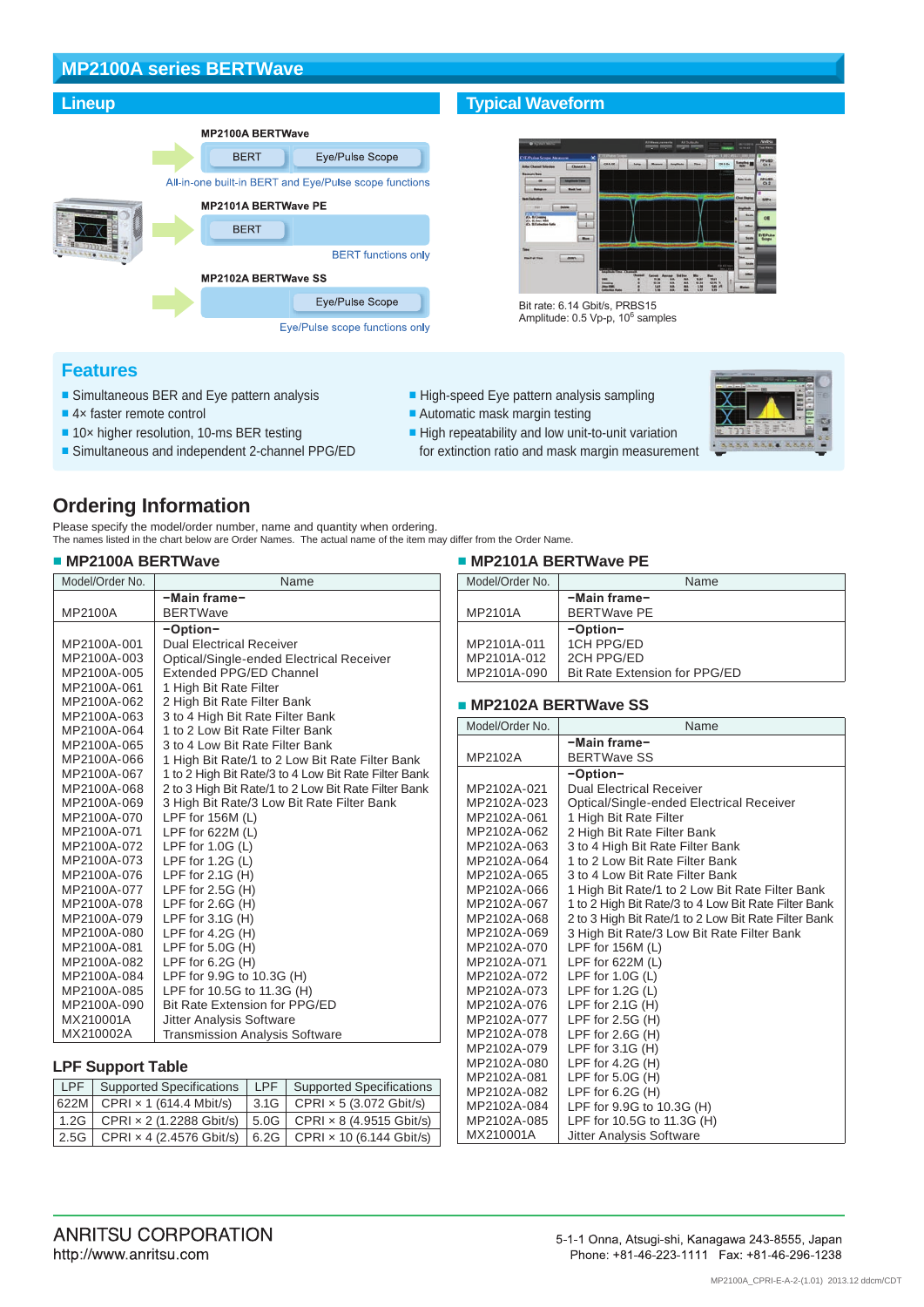# MP2100A series BERTWave

## Lineup

**MP2100A BERTWave**

BERT | Eye/Pulse Scope

All-in-one built-in BERT and Eye/Pulse scope functions

**MP2101A BERTWave PE**

BERT

BERT functions only

**MP2102A BERTWave SS**

Eye/Pulse Scope

Eye/Pulse scope functions only

## Typical Waveform

Bit rate: 6.14 Gbit/s, PRBS15
Amplitude: 0.5 Vp-p, $10^6$ samples

## Features

- Simultaneous BER and Eye pattern analysis
- 4× faster remote control
- 10× higher resolution, 10-ms BER testing
- Simultaneous and independent 2-channel PPG/ED
- High-speed Eye pattern analysis sampling
- Automatic mask margin testing
- High repeatability and low unit-to-unit variation for extinction ratio and mask margin measurement

## Ordering Information

Please specify the model/order number, name and quantity when ordering.
The names listed in the chart below are Order Names. The actual name of the item may differ from the Order Name.

### MP2100A BERTWave

| Model/Order No. | Name |
|---|---|
| | **–Main frame–** |
| MP2100A | BERTWave |
| | **–Option–** |
| MP2100A-001 | Dual Electrical Receiver |
| MP2100A-003 | Optical/Single-ended Electrical Receiver |
| MP2100A-005 | Extended PPG/ED Channel |
| MP2100A-061 | 1 High Bit Rate Filter |
| MP2100A-062 | 2 High Bit Rate Filter Bank |
| MP2100A-063 | 3 to 4 High Bit Rate Filter Bank |
| MP2100A-064 | 1 to 2 Low Bit Rate Filter Bank |
| MP2100A-065 | 3 to 4 Low Bit Rate Filter Bank |
| MP2100A-066 | 1 High Bit Rate/1 to 2 Low Bit Rate Filter Bank |
| MP2100A-067 | 1 to 2 High Bit Rate/3 to 4 Low Bit Rate Filter Bank |
| MP2100A-068 | 2 to 3 High Bit Rate/1 to 2 Low Bit Rate Filter Bank |
| MP2100A-069 | 3 High Bit Rate/3 Low Bit Rate Filter Bank |
| MP2100A-070 | LPF for 156M (L) |
| MP2100A-071 | LPF for 622M (L) |
| MP2100A-072 | LPF for 1.0G (L) |
| MP2100A-073 | LPF for 1.2G (L) |
| MP2100A-076 | LPF for 2.1G (H) |
| MP2100A-077 | LPF for 2.5G (H) |
| MP2100A-078 | LPF for 2.6G (H) |
| MP2100A-079 | LPF for 3.1G (H) |
| MP2100A-080 | LPF for 4.2G (H) |
| MP2100A-081 | LPF for 5.0G (H) |
| MP2100A-082 | LPF for 6.2G (H) |
| MP2100A-084 | LPF for 9.9G to 10.3G (H) |
| MP2100A-085 | LPF for 10.5G to 11.3G (H) |
| MP2100A-090 | Bit Rate Extension for PPG/ED |
| MX210001A | Jitter Analysis Software |
| MX210002A | Transmission Analysis Software |

### LPF Support Table

| LPF | Supported Specifications | LPF | Supported Specifications |
|---|---|---|---|
| 622M | CPRI × 1 (614.4 Mbit/s) | 3.1G | CPRI × 5 (3.072 Gbit/s) |
| 1.2G | CPRI × 2 (1.2288 Gbit/s) | 5.0G | CPRI × 8 (4.9515 Gbit/s) |
| 2.5G | CPRI × 4 (2.4576 Gbit/s) | 6.2G | CPRI × 10 (6.144 Gbit/s) |

### MP2101A BERTWave PE

| Model/Order No. | Name |
|---|---|
| | **–Main frame–** |
| MP2101A | BERTWave PE |
| | **–Option–** |
| MP2101A-011 | 1CH PPG/ED |
| MP2101A-012 | 2CH PPG/ED |
| MP2101A-090 | Bit Rate Extension for PPG/ED |

### MP2102A BERTWave SS

| Model/Order No. | Name |
|---|---|
| | **–Main frame–** |
| MP2102A | BERTWave SS |
| | **–Option–** |
| MP2102A-021 | Dual Electrical Receiver |
| MP2102A-023 | Optical/Single-ended Electrical Receiver |
| MP2102A-061 | 1 High Bit Rate Filter |
| MP2102A-062 | 2 High Bit Rate Filter Bank |
| MP2102A-063 | 3 to 4 High Bit Rate Filter Bank |
| MP2102A-064 | 1 to 2 Low Bit Rate Filter Bank |
| MP2102A-065 | 3 to 4 Low Bit Rate Filter Bank |
| MP2102A-066 | 1 High Bit Rate/1 to 2 Low Bit Rate Filter Bank |
| MP2102A-067 | 1 to 2 High Bit Rate/3 to 4 Low Bit Rate Filter Bank |
| MP2102A-068 | 2 to 3 High Bit Rate/1 to 2 Low Bit Rate Filter Bank |
| MP2102A-069 | 3 High Bit Rate/3 Low Bit Rate Filter Bank |
| MP2102A-070 | LPF for 156M (L) |
| MP2102A-071 | LPF for 622M (L) |
| MP2102A-072 | LPF for 1.0G (L) |
| MP2102A-073 | LPF for 1.2G (L) |
| MP2102A-076 | LPF for 2.1G (H) |
| MP2102A-077 | LPF for 2.5G (H) |
| MP2102A-078 | LPF for 2.6G (H) |
| MP2102A-079 | LPF for 3.1G (H) |
| MP2102A-080 | LPF for 4.2G (H) |
| MP2102A-081 | LPF for 5.0G (H) |
| MP2102A-082 | LPF for 6.2G (H) |
| MP2102A-084 | LPF for 9.9G to 10.3G (H) |
| MP2102A-085 | LPF for 10.5G to 11.3G (H) |
| MX210001A | Jitter Analysis Software |

ANRITSU CORPORATION
http://www.anritsu.com

5-1-1 Onna, Atsugi-shi, Kanagawa 243-8555, Japan
Phone: +81-46-223-1111 Fax: +81-46-296-1238

MP2100A_CPRI-E-A-2-(1.01) 2013.12 ddcm/CDT